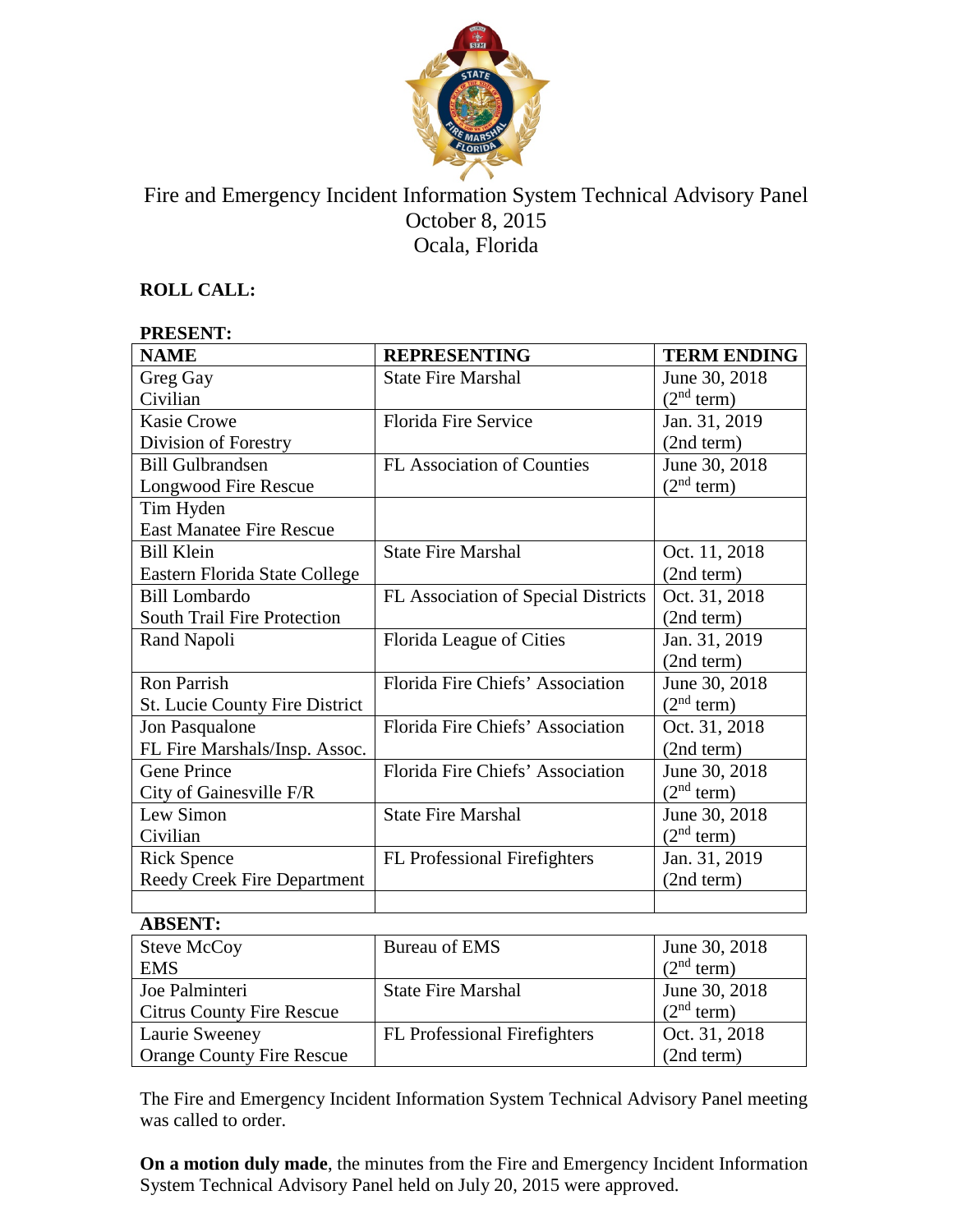# Fire and Emergency Incident Information System Technical Advisory Panel

October 8, 2015
Ocala, Florida

**ROLL CALL:**

**PRESENT:**

| **NAME** | **REPRESENTING** | **TERM ENDING** |
|---|---|---|
| Greg Gay<br>Civilian | State Fire Marshal | June 30, 2018<br>(2nd term) |
| Kasie Crowe<br>Division of Forestry | Florida Fire Service | Jan. 31, 2019<br>(2nd term) |
| Bill Gulbrandsen<br>Longwood Fire Rescue | FL Association of Counties | June 30, 2018<br>(2nd term) |
| Tim Hyden<br>East Manatee Fire Rescue | | |
| Bill Klein<br>Eastern Florida State College | State Fire Marshal | Oct. 11, 2018<br>(2nd term) |
| Bill Lombardo<br>South Trail Fire Protection | FL Association of Special Districts | Oct. 31, 2018<br>(2nd term) |
| Rand Napoli | Florida League of Cities | Jan. 31, 2019<br>(2nd term) |
| Ron Parrish<br>St. Lucie County Fire District | Florida Fire Chiefs' Association | June 30, 2018<br>(2nd term) |
| Jon Pasqualone<br>FL Fire Marshals/Insp. Assoc. | Florida Fire Chiefs' Association | Oct. 31, 2018<br>(2nd term) |
| Gene Prince<br>City of Gainesville F/R | Florida Fire Chiefs' Association | June 30, 2018<br>(2nd term) |
| Lew Simon<br>Civilian | State Fire Marshal | June 30, 2018<br>(2nd term) |
| Rick Spence<br>Reedy Creek Fire Department | FL Professional Firefighters | Jan. 31, 2019<br>(2nd term) |
| | | |

**ABSENT:**

| **NAME** | **REPRESENTING** | **TERM ENDING** |
|---|---|---|
| Steve McCoy<br>EMS | Bureau of EMS | June 30, 2018<br>(2nd term) |
| Joe Palminteri<br>Citrus County Fire Rescue | State Fire Marshal | June 30, 2018<br>(2nd term) |
| Laurie Sweeney<br>Orange County Fire Rescue | FL Professional Firefighters | Oct. 31, 2018<br>(2nd term) |

The Fire and Emergency Incident Information System Technical Advisory Panel meeting was called to order.

**On a motion duly made**, the minutes from the Fire and Emergency Incident Information System Technical Advisory Panel held on July 20, 2015 were approved.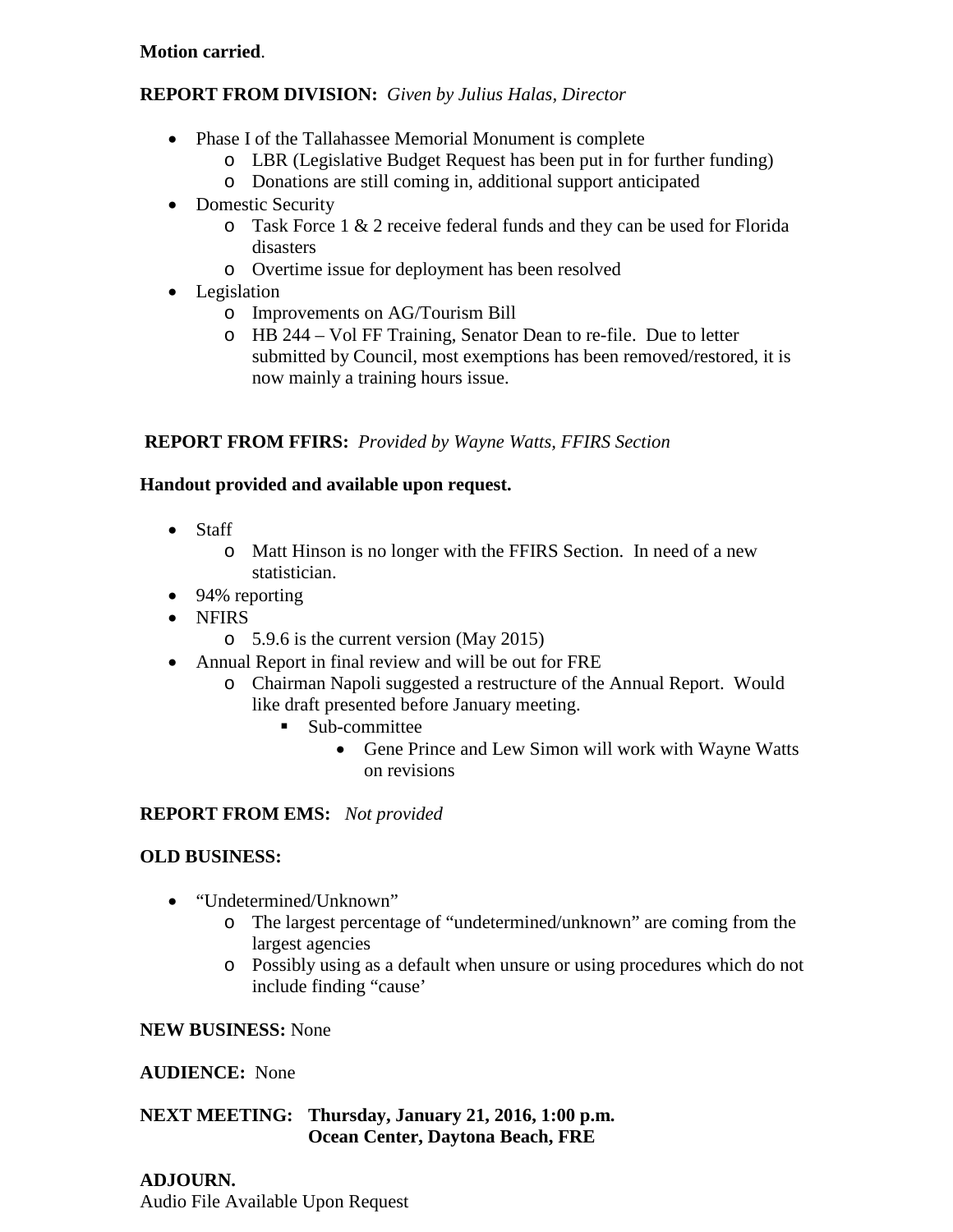**Motion carried**.

**REPORT FROM DIVISION:** *Given by Julius Halas, Director*

- Phase I of the Tallahassee Memorial Monument is complete
  - LBR (Legislative Budget Request has been put in for further funding)
  - Donations are still coming in, additional support anticipated
- Domestic Security
  - Task Force 1 & 2 receive federal funds and they can be used for Florida disasters
  - Overtime issue for deployment has been resolved
- Legislation
  - Improvements on AG/Tourism Bill
  - HB 244 – Vol FF Training, Senator Dean to re-file. Due to letter submitted by Council, most exemptions has been removed/restored, it is now mainly a training hours issue.

**REPORT FROM FFIRS:** *Provided by Wayne Watts, FFIRS Section*

**Handout provided and available upon request.**

- Staff
  - Matt Hinson is no longer with the FFIRS Section. In need of a new statistician.
- 94% reporting
- NFIRS
  - 5.9.6 is the current version (May 2015)
- Annual Report in final review and will be out for FRE
  - Chairman Napoli suggested a restructure of the Annual Report. Would like draft presented before January meeting.
    - Sub-committee
      - Gene Prince and Lew Simon will work with Wayne Watts on revisions

**REPORT FROM EMS:** *Not provided*

**OLD BUSINESS:**

- "Undetermined/Unknown"
  - The largest percentage of "undetermined/unknown" are coming from the largest agencies
  - Possibly using as a default when unsure or using procedures which do not include finding "cause'

**NEW BUSINESS:** None

**AUDIENCE:** None

**NEXT MEETING: Thursday, January 21, 2016, 1:00 p.m.**
**Ocean Center, Daytona Beach, FRE**

**ADJOURN.**
Audio File Available Upon Request